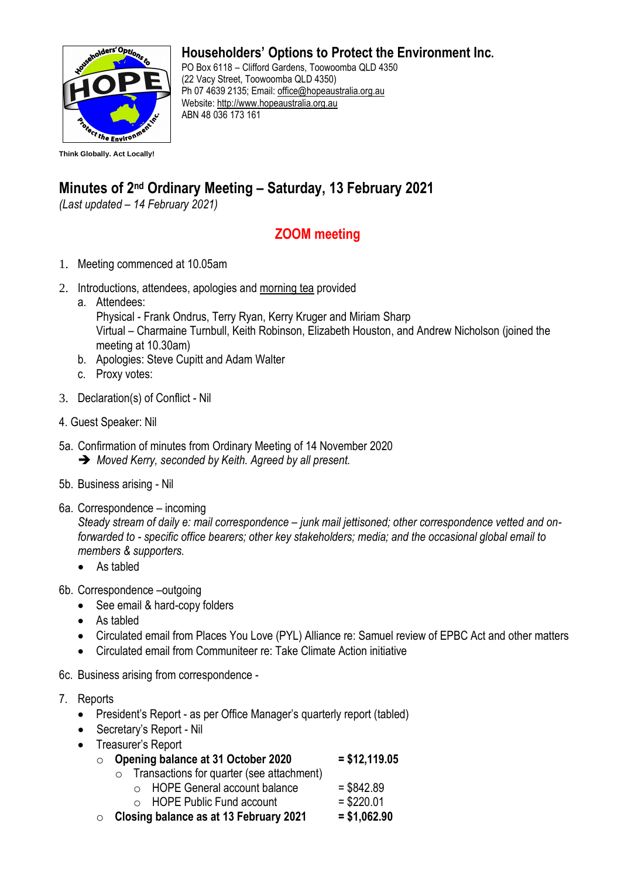**Householders' Options to Protect the Environment Inc.**
PO Box 6118 – Clifford Gardens, Toowoomba QLD 4350
(22 Vacy Street, Toowoomba QLD 4350)
Ph 07 4639 2135; Email: office@hopeaustralia.org.au
Website: http://www.hopeaustralia.org.au
ABN 48 036 173 161

**Think Globally. Act Locally!**

# Minutes of 2nd Ordinary Meeting – Saturday, 13 February 2021

*(Last updated – 14 February 2021)*

## ZOOM meeting

1. Meeting commenced at 10.05am

2. Introductions, attendees, apologies and morning tea provided
   a. Attendees:
      Physical - Frank Ondrus, Terry Ryan, Kerry Kruger and Miriam Sharp
      Virtual – Charmaine Turnbull, Keith Robinson, Elizabeth Houston, and Andrew Nicholson (joined the meeting at 10.30am)
   b. Apologies: Steve Cupitt and Adam Walter
   c. Proxy votes:

3. Declaration(s) of Conflict - Nil

4. Guest Speaker: Nil

5a. Confirmation of minutes from Ordinary Meeting of 14 November 2020
   ➔ *Moved Kerry, seconded by Keith. Agreed by all present.*

5b. Business arising - Nil

6a. Correspondence – incoming
   *Steady stream of daily e: mail correspondence – junk mail jettisoned; other correspondence vetted and on-forwarded to - specific office bearers; other key stakeholders; media; and the occasional global email to members & supporters.*
   - As tabled

6b. Correspondence –outgoing
   - See email & hard-copy folders
   - As tabled
   - Circulated email from Places You Love (PYL) Alliance re: Samuel review of EPBC Act and other matters
   - Circulated email from Communiteer re: Take Climate Action initiative

6c. Business arising from correspondence -

7. Reports
   - President's Report - as per Office Manager's quarterly report (tabled)
   - Secretary's Report - Nil
   - Treasurer's Report
     - **Opening balance at 31 October 2020** **= $12,119.05**
       - Transactions for quarter (see attachment)
         - HOPE General account balance = $842.89
         - HOPE Public Fund account = $220.01
     - **Closing balance as at 13 February 2021** **= $1,062.90**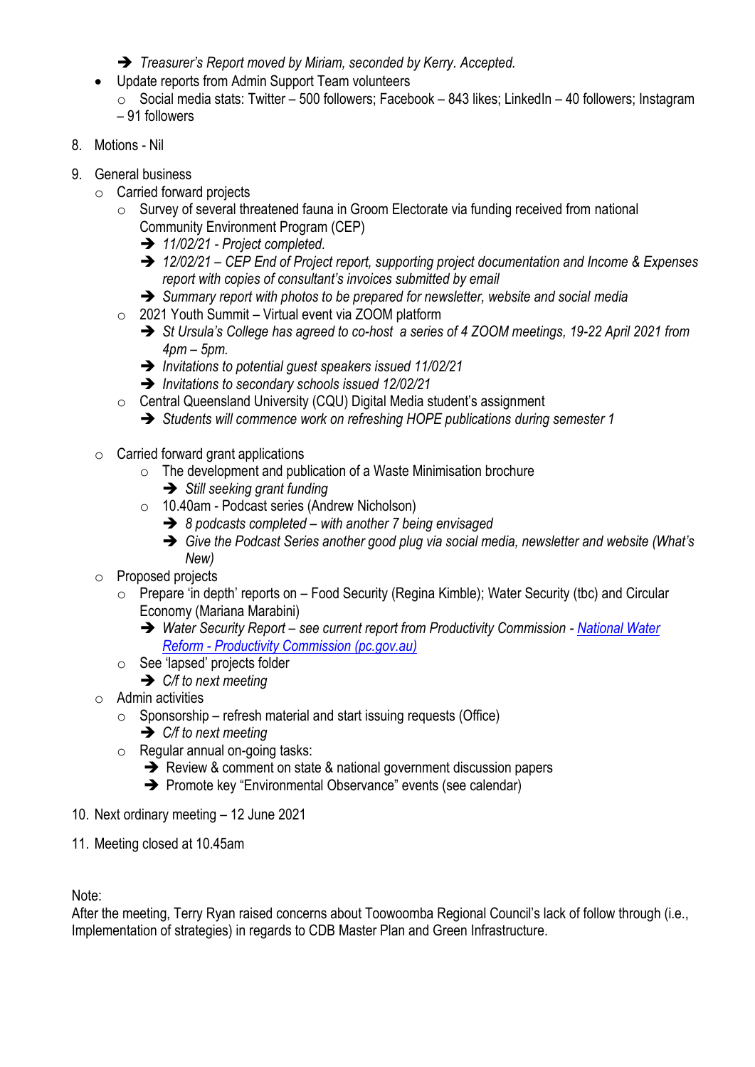- ➔ *Treasurer's Report moved by Miriam, seconded by Kerry. Accepted.*
- Update reports from Admin Support Team volunteers
  - Social media stats: Twitter – 500 followers; Facebook – 843 likes; LinkedIn – 40 followers; Instagram – 91 followers

8. Motions - Nil

9. General business
   - Carried forward projects
     - Survey of several threatened fauna in Groom Electorate via funding received from national Community Environment Program (CEP)
       - ➔ *11/02/21 - Project completed.*
       - ➔ *12/02/21 – CEP End of Project report, supporting project documentation and Income & Expenses report with copies of consultant's invoices submitted by email*
       - ➔ *Summary report with photos to be prepared for newsletter, website and social media*
     - 2021 Youth Summit – Virtual event via ZOOM platform
       - ➔ *St Ursula's College has agreed to co-host a series of 4 ZOOM meetings, 19-22 April 2021 from 4pm – 5pm.*
       - ➔ *Invitations to potential guest speakers issued 11/02/21*
       - ➔ *Invitations to secondary schools issued 12/02/21*
     - Central Queensland University (CQU) Digital Media student's assignment
       - ➔ *Students will commence work on refreshing HOPE publications during semester 1*
   - Carried forward grant applications
     - The development and publication of a Waste Minimisation brochure
       - ➔ *Still seeking grant funding*
     - 10.40am - Podcast series (Andrew Nicholson)
       - ➔ *8 podcasts completed – with another 7 being envisaged*
       - ➔ *Give the Podcast Series another good plug via social media, newsletter and website (What's New)*
   - Proposed projects
     - Prepare 'in depth' reports on – Food Security (Regina Kimble); Water Security (tbc) and Circular Economy (Mariana Marabini)
       - ➔ *Water Security Report – see current report from Productivity Commission - National Water Reform - Productivity Commission (pc.gov.au)*
     - See 'lapsed' projects folder
       - ➔ *C/f to next meeting*
   - Admin activities
     - Sponsorship – refresh material and start issuing requests (Office)
       - ➔ *C/f to next meeting*
     - Regular annual on-going tasks:
       - ➔ Review & comment on state & national government discussion papers
       - ➔ Promote key "Environmental Observance" events (see calendar)

10. Next ordinary meeting – 12 June 2021

11. Meeting closed at 10.45am

Note:
After the meeting, Terry Ryan raised concerns about Toowoomba Regional Council's lack of follow through (i.e., Implementation of strategies) in regards to CDB Master Plan and Green Infrastructure.